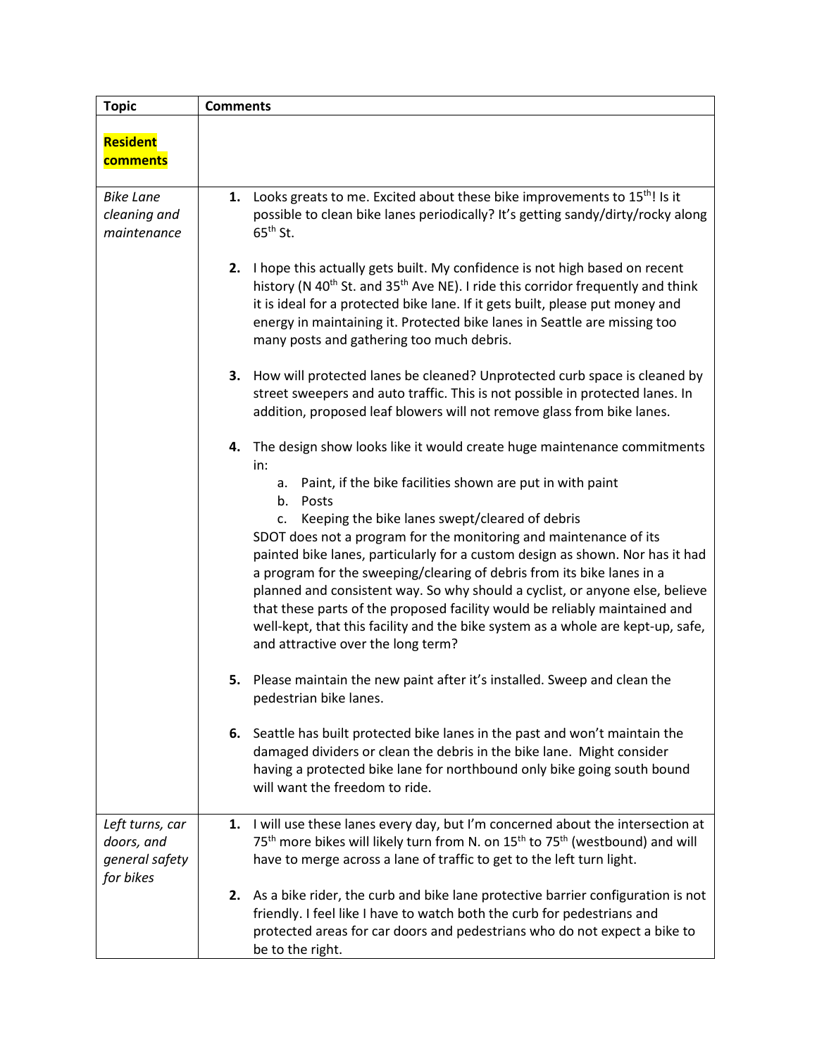| Topic | Comments |
|---|---|
| **Resident comments** | |
| *Bike Lane cleaning and maintenance* | **1.** Looks greats to me. Excited about these bike improvements to 15th! Is it possible to clean bike lanes periodically? It's getting sandy/dirty/rocky along 65th St.<br><br>**2.** I hope this actually gets built. My confidence is not high based on recent history (N 40th St. and 35th Ave NE). I ride this corridor frequently and think it is ideal for a protected bike lane. If it gets built, please put money and energy in maintaining it. Protected bike lanes in Seattle are missing too many posts and gathering too much debris.<br><br>**3.** How will protected lanes be cleaned? Unprotected curb space is cleaned by street sweepers and auto traffic. This is not possible in protected lanes. In addition, proposed leaf blowers will not remove glass from bike lanes.<br><br>**4.** The design show looks like it would create huge maintenance commitments in:<br>a. Paint, if the bike facilities shown are put in with paint<br>b. Posts<br>c. Keeping the bike lanes swept/cleared of debris<br>SDOT does not a program for the monitoring and maintenance of its painted bike lanes, particularly for a custom design as shown. Nor has it had a program for the sweeping/clearing of debris from its bike lanes in a planned and consistent way. So why should a cyclist, or anyone else, believe that these parts of the proposed facility would be reliably maintained and well-kept, that this facility and the bike system as a whole are kept-up, safe, and attractive over the long term?<br><br>**5.** Please maintain the new paint after it's installed. Sweep and clean the pedestrian bike lanes.<br><br>**6.** Seattle has built protected bike lanes in the past and won't maintain the damaged dividers or clean the debris in the bike lane. Might consider having a protected bike lane for northbound only bike going south bound will want the freedom to ride. |
| *Left turns, car doors, and general safety for bikes* | **1.** I will use these lanes every day, but I'm concerned about the intersection at 75th more bikes will likely turn from N. on 15th to 75th (westbound) and will have to merge across a lane of traffic to get to the left turn light.<br><br>**2.** As a bike rider, the curb and bike lane protective barrier configuration is not friendly. I feel like I have to watch both the curb for pedestrians and protected areas for car doors and pedestrians who do not expect a bike to be to the right. |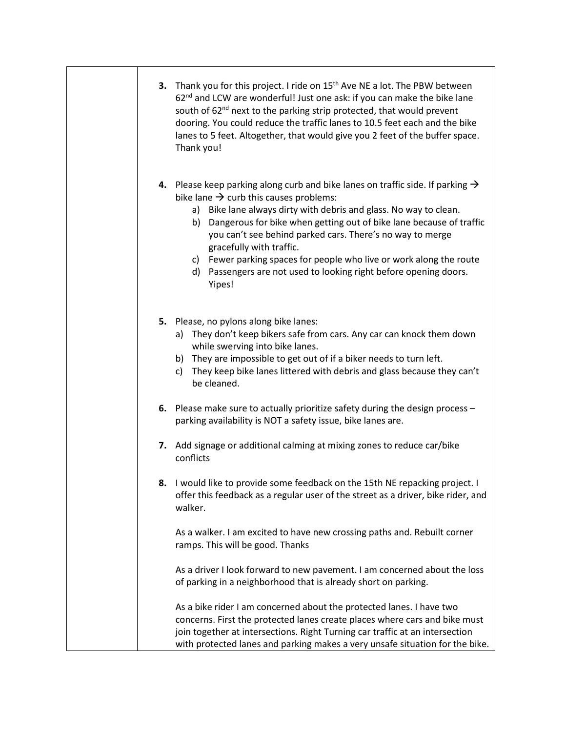| | |
|---|---|
| | **3.** Thank you for this project. I ride on 15th Ave NE a lot. The PBW between 62nd and LCW are wonderful! Just one ask: if you can make the bike lane south of 62nd next to the parking strip protected, that would prevent dooring. You could reduce the traffic lanes to 10.5 feet each and the bike lanes to 5 feet. Altogether, that would give you 2 feet of the buffer space. Thank you!<br><br>**4.** Please keep parking along curb and bike lanes on traffic side. If parking → bike lane → curb this causes problems:<br>a) Bike lane always dirty with debris and glass. No way to clean.<br>b) Dangerous for bike when getting out of bike lane because of traffic you can't see behind parked cars. There's no way to merge gracefully with traffic.<br>c) Fewer parking spaces for people who live or work along the route<br>d) Passengers are not used to looking right before opening doors. Yipes!<br><br>**5.** Please, no pylons along bike lanes:<br>a) They don't keep bikers safe from cars. Any car can knock them down while swerving into bike lanes.<br>b) They are impossible to get out of if a biker needs to turn left.<br>c) They keep bike lanes littered with debris and glass because they can't be cleaned.<br><br>**6.** Please make sure to actually prioritize safety during the design process – parking availability is NOT a safety issue, bike lanes are.<br><br>**7.** Add signage or additional calming at mixing zones to reduce car/bike conflicts<br><br>**8.** I would like to provide some feedback on the 15th NE repacking project. I offer this feedback as a regular user of the street as a driver, bike rider, and walker.<br><br>As a walker. I am excited to have new crossing paths and. Rebuilt corner ramps. This will be good. Thanks<br><br>As a driver I look forward to new pavement. I am concerned about the loss of parking in a neighborhood that is already short on parking.<br><br>As a bike rider I am concerned about the protected lanes. I have two concerns. First the protected lanes create places where cars and bike must join together at intersections. Right Turning car traffic at an intersection with protected lanes and parking makes a very unsafe situation for the bike. |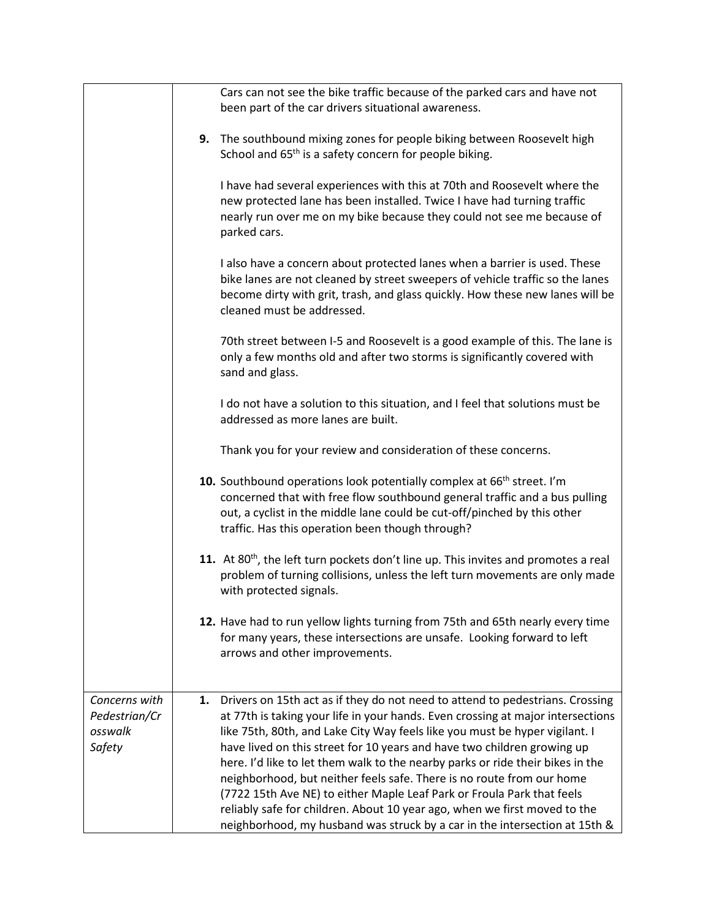| | |
|---|---|
| | Cars can not see the bike traffic because of the parked cars and have not been part of the car drivers situational awareness.<br><br>**9.** The southbound mixing zones for people biking between Roosevelt high School and 65th is a safety concern for people biking.<br><br>I have had several experiences with this at 70th and Roosevelt where the new protected lane has been installed. Twice I have had turning traffic nearly run over me on my bike because they could not see me because of parked cars.<br><br>I also have a concern about protected lanes when a barrier is used. These bike lanes are not cleaned by street sweepers of vehicle traffic so the lanes become dirty with grit, trash, and glass quickly. How these new lanes will be cleaned must be addressed.<br><br>70th street between I-5 and Roosevelt is a good example of this. The lane is only a few months old and after two storms is significantly covered with sand and glass.<br><br>I do not have a solution to this situation, and I feel that solutions must be addressed as more lanes are built.<br><br>Thank you for your review and consideration of these concerns.<br><br>**10.** Southbound operations look potentially complex at 66th street. I'm concerned that with free flow southbound general traffic and a bus pulling out, a cyclist in the middle lane could be cut-off/pinched by this other traffic. Has this operation been though through?<br><br>**11.** At 80th, the left turn pockets don't line up. This invites and promotes a real problem of turning collisions, unless the left turn movements are only made with protected signals.<br><br>**12.** Have had to run yellow lights turning from 75th and 65th nearly every time for many years, these intersections are unsafe. Looking forward to left arrows and other improvements. |
| *Concerns with Pedestrian/Crosswalk Safety* | **1.** Drivers on 15th act as if they do not need to attend to pedestrians. Crossing at 77th is taking your life in your hands. Even crossing at major intersections like 75th, 80th, and Lake City Way feels like you must be hyper vigilant. I have lived on this street for 10 years and have two children growing up here. I'd like to let them walk to the nearby parks or ride their bikes in the neighborhood, but neither feels safe. There is no route from our home (7722 15th Ave NE) to either Maple Leaf Park or Froula Park that feels reliably safe for children. About 10 year ago, when we first moved to the neighborhood, my husband was struck by a car in the intersection at 15th & |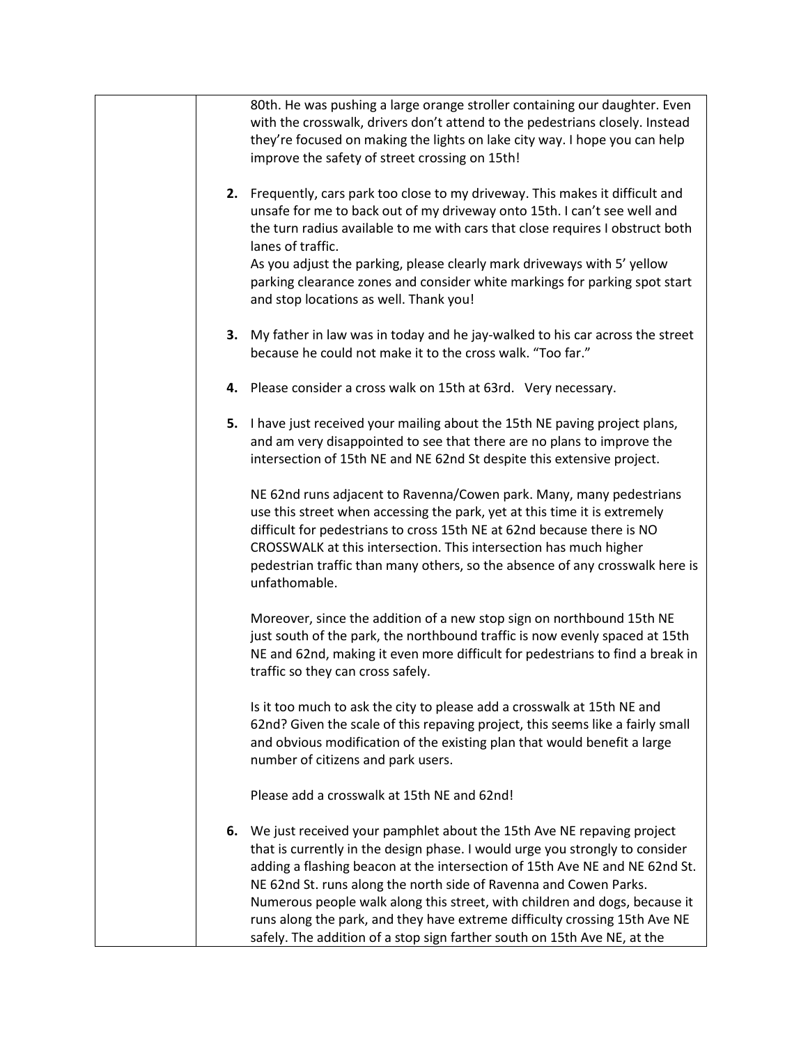| | |
|---|---|
| | 80th. He was pushing a large orange stroller containing our daughter. Even with the crosswalk, drivers don't attend to the pedestrians closely. Instead they're focused on making the lights on lake city way. I hope you can help improve the safety of street crossing on 15th!<br><br>**2.** Frequently, cars park too close to my driveway. This makes it difficult and unsafe for me to back out of my driveway onto 15th. I can't see well and the turn radius available to me with cars that close requires I obstruct both lanes of traffic.<br>As you adjust the parking, please clearly mark driveways with 5' yellow parking clearance zones and consider white markings for parking spot start and stop locations as well. Thank you!<br><br>**3.** My father in law was in today and he jay-walked to his car across the street because he could not make it to the cross walk. "Too far."<br><br>**4.** Please consider a cross walk on 15th at 63rd. Very necessary.<br><br>**5.** I have just received your mailing about the 15th NE paving project plans, and am very disappointed to see that there are no plans to improve the intersection of 15th NE and NE 62nd St despite this extensive project.<br><br>NE 62nd runs adjacent to Ravenna/Cowen park. Many, many pedestrians use this street when accessing the park, yet at this time it is extremely difficult for pedestrians to cross 15th NE at 62nd because there is NO CROSSWALK at this intersection. This intersection has much higher pedestrian traffic than many others, so the absence of any crosswalk here is unfathomable.<br><br>Moreover, since the addition of a new stop sign on northbound 15th NE just south of the park, the northbound traffic is now evenly spaced at 15th NE and 62nd, making it even more difficult for pedestrians to find a break in traffic so they can cross safely.<br><br>Is it too much to ask the city to please add a crosswalk at 15th NE and 62nd? Given the scale of this repaving project, this seems like a fairly small and obvious modification of the existing plan that would benefit a large number of citizens and park users.<br><br>Please add a crosswalk at 15th NE and 62nd!<br><br>**6.** We just received your pamphlet about the 15th Ave NE repaving project that is currently in the design phase. I would urge you strongly to consider adding a flashing beacon at the intersection of 15th Ave NE and NE 62nd St. NE 62nd St. runs along the north side of Ravenna and Cowen Parks. Numerous people walk along this street, with children and dogs, because it runs along the park, and they have extreme difficulty crossing 15th Ave NE safely. The addition of a stop sign farther south on 15th Ave NE, at the |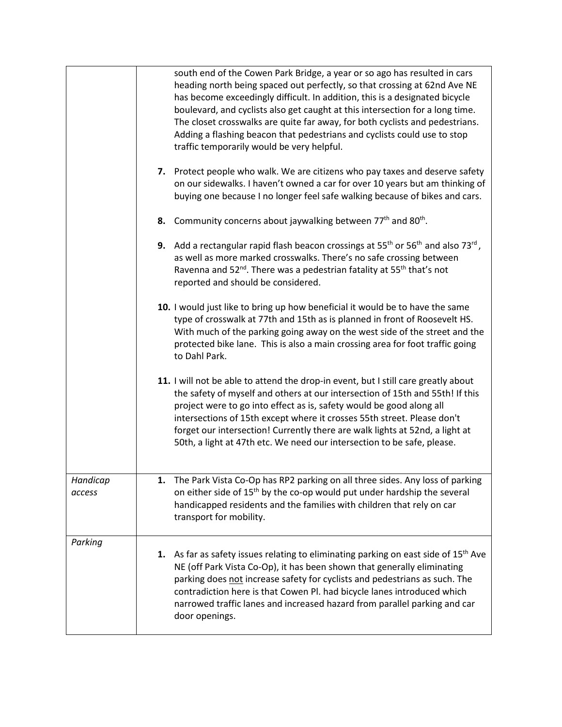| | |
|---|---|
| | south end of the Cowen Park Bridge, a year or so ago has resulted in cars heading north being spaced out perfectly, so that crossing at 62nd Ave NE has become exceedingly difficult. In addition, this is a designated bicycle boulevard, and cyclists also get caught at this intersection for a long time. The closet crosswalks are quite far away, for both cyclists and pedestrians. Adding a flashing beacon that pedestrians and cyclists could use to stop traffic temporarily would be very helpful.<br><br>**7.** Protect people who walk. We are citizens who pay taxes and deserve safety on our sidewalks. I haven't owned a car for over 10 years but am thinking of buying one because I no longer feel safe walking because of bikes and cars.<br><br>**8.** Community concerns about jaywalking between 77th and 80th.<br><br>**9.** Add a rectangular rapid flash beacon crossings at 55th or 56th and also 73rd, as well as more marked crosswalks. There's no safe crossing between Ravenna and 52nd. There was a pedestrian fatality at 55th that's not reported and should be considered.<br><br>**10.** I would just like to bring up how beneficial it would be to have the same type of crosswalk at 77th and 15th as is planned in front of Roosevelt HS. With much of the parking going away on the west side of the street and the protected bike lane. This is also a main crossing area for foot traffic going to Dahl Park.<br><br>**11.** I will not be able to attend the drop-in event, but I still care greatly about the safety of myself and others at our intersection of 15th and 55th! If this project were to go into effect as is, safety would be good along all intersections of 15th except where it crosses 55th street. Please don't forget our intersection! Currently there are walk lights at 52nd, a light at 50th, a light at 47th etc. We need our intersection to be safe, please. |
| *Handicap access* | **1.** The Park Vista Co-Op has RP2 parking on all three sides. Any loss of parking on either side of 15th by the co-op would put under hardship the several handicapped residents and the families with children that rely on car transport for mobility. |
| *Parking* | **1.** As far as safety issues relating to eliminating parking on east side of 15th Ave NE (off Park Vista Co-Op), it has been shown that generally eliminating parking does not increase safety for cyclists and pedestrians as such. The contradiction here is that Cowen Pl. had bicycle lanes introduced which narrowed traffic lanes and increased hazard from parallel parking and car door openings. |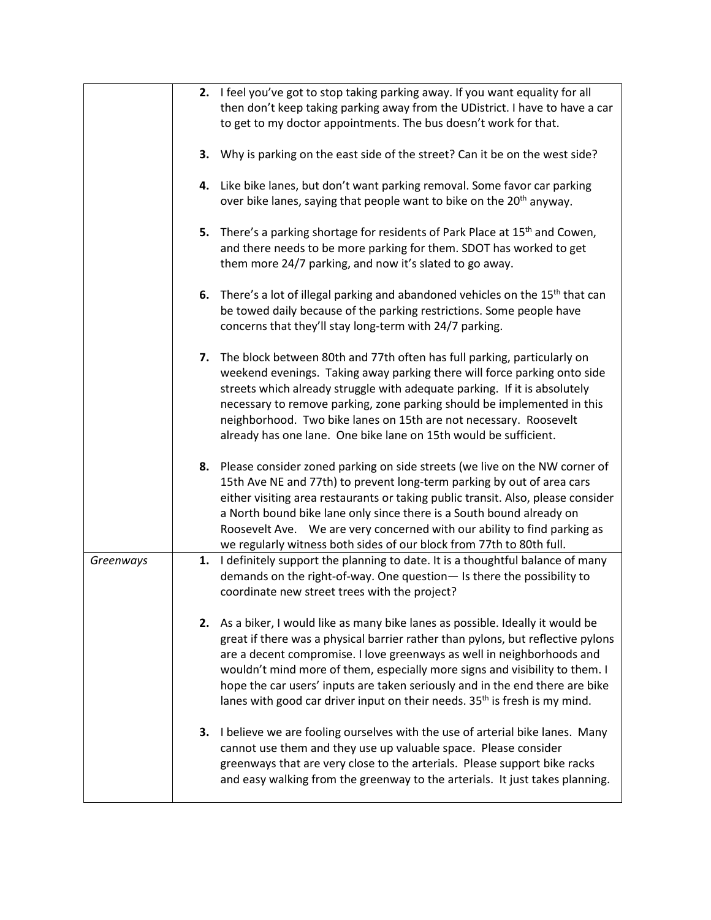| | |
|---|---|
| | **2.** I feel you've got to stop taking parking away. If you want equality for all then don't keep taking parking away from the UDistrict. I have to have a car to get to my doctor appointments. The bus doesn't work for that.<br><br>**3.** Why is parking on the east side of the street? Can it be on the west side?<br><br>**4.** Like bike lanes, but don't want parking removal. Some favor car parking over bike lanes, saying that people want to bike on the 20th anyway.<br><br>**5.** There's a parking shortage for residents of Park Place at 15th and Cowen, and there needs to be more parking for them. SDOT has worked to get them more 24/7 parking, and now it's slated to go away.<br><br>**6.** There's a lot of illegal parking and abandoned vehicles on the 15th that can be towed daily because of the parking restrictions. Some people have concerns that they'll stay long-term with 24/7 parking.<br><br>**7.** The block between 80th and 77th often has full parking, particularly on weekend evenings. Taking away parking there will force parking onto side streets which already struggle with adequate parking. If it is absolutely necessary to remove parking, zone parking should be implemented in this neighborhood. Two bike lanes on 15th are not necessary. Roosevelt already has one lane. One bike lane on 15th would be sufficient.<br><br>**8.** Please consider zoned parking on side streets (we live on the NW corner of 15th Ave NE and 77th) to prevent long-term parking by out of area cars either visiting area restaurants or taking public transit. Also, please consider a North bound bike lane only since there is a South bound already on Roosevelt Ave. We are very concerned with our ability to find parking as we regularly witness both sides of our block from 77th to 80th full. |
| *Greenways* | **1.** I definitely support the planning to date. It is a thoughtful balance of many demands on the right-of-way. One question— Is there the possibility to coordinate new street trees with the project?<br><br>**2.** As a biker, I would like as many bike lanes as possible. Ideally it would be great if there was a physical barrier rather than pylons, but reflective pylons are a decent compromise. I love greenways as well in neighborhoods and wouldn't mind more of them, especially more signs and visibility to them. I hope the car users' inputs are taken seriously and in the end there are bike lanes with good car driver input on their needs. 35th is fresh is my mind.<br><br>**3.** I believe we are fooling ourselves with the use of arterial bike lanes. Many cannot use them and they use up valuable space. Please consider greenways that are very close to the arterials. Please support bike racks and easy walking from the greenway to the arterials. It just takes planning. |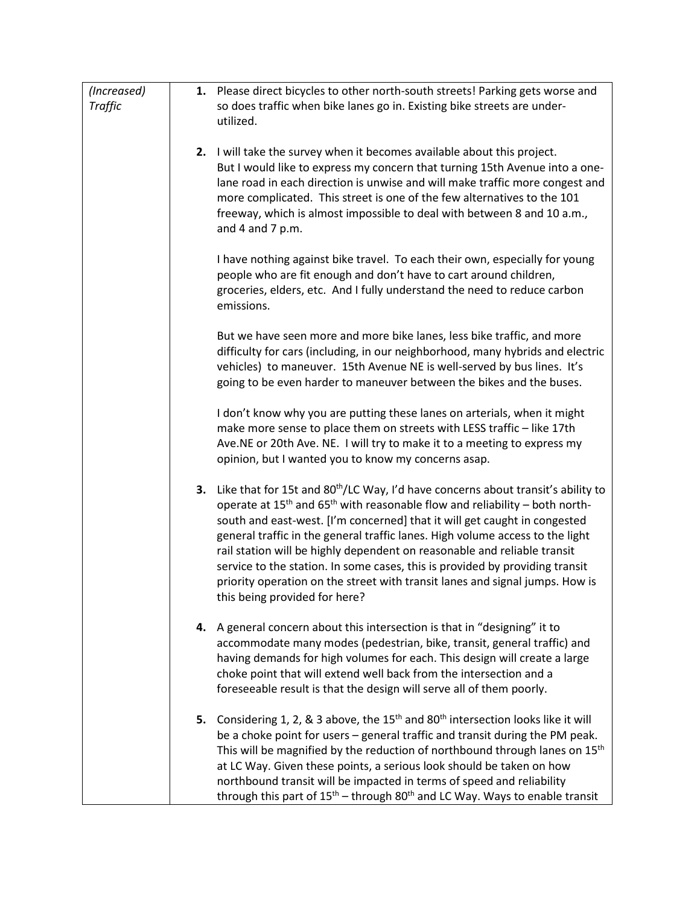| | |
|---|---|
| *(Increased) Traffic* | **1.** Please direct bicycles to other north-south streets! Parking gets worse and so does traffic when bike lanes go in. Existing bike streets are under-utilized.<br><br>**2.** I will take the survey when it becomes available about this project. But I would like to express my concern that turning 15th Avenue into a one-lane road in each direction is unwise and will make traffic more congest and more complicated. This street is one of the few alternatives to the 101 freeway, which is almost impossible to deal with between 8 and 10 a.m., and 4 and 7 p.m.<br><br>I have nothing against bike travel. To each their own, especially for young people who are fit enough and don't have to cart around children, groceries, elders, etc. And I fully understand the need to reduce carbon emissions.<br><br>But we have seen more and more bike lanes, less bike traffic, and more difficulty for cars (including, in our neighborhood, many hybrids and electric vehicles) to maneuver. 15th Avenue NE is well-served by bus lines. It's going to be even harder to maneuver between the bikes and the buses.<br><br>I don't know why you are putting these lanes on arterials, when it might make more sense to place them on streets with LESS traffic – like 17th Ave.NE or 20th Ave. NE. I will try to make it to a meeting to express my opinion, but I wanted you to know my concerns asap.<br><br>**3.** Like that for 15t and 80th/LC Way, I'd have concerns about transit's ability to operate at 15th and 65th with reasonable flow and reliability – both north-south and east-west. [I'm concerned] that it will get caught in congested general traffic in the general traffic lanes. High volume access to the light rail station will be highly dependent on reasonable and reliable transit service to the station. In some cases, this is provided by providing transit priority operation on the street with transit lanes and signal jumps. How is this being provided for here?<br><br>**4.** A general concern about this intersection is that in "designing" it to accommodate many modes (pedestrian, bike, transit, general traffic) and having demands for high volumes for each. This design will create a large choke point that will extend well back from the intersection and a foreseeable result is that the design will serve all of them poorly.<br><br>**5.** Considering 1, 2, & 3 above, the 15th and 80th intersection looks like it will be a choke point for users – general traffic and transit during the PM peak. This will be magnified by the reduction of northbound through lanes on 15th at LC Way. Given these points, a serious look should be taken on how northbound transit will be impacted in terms of speed and reliability through this part of 15th – through 80th and LC Way. Ways to enable transit |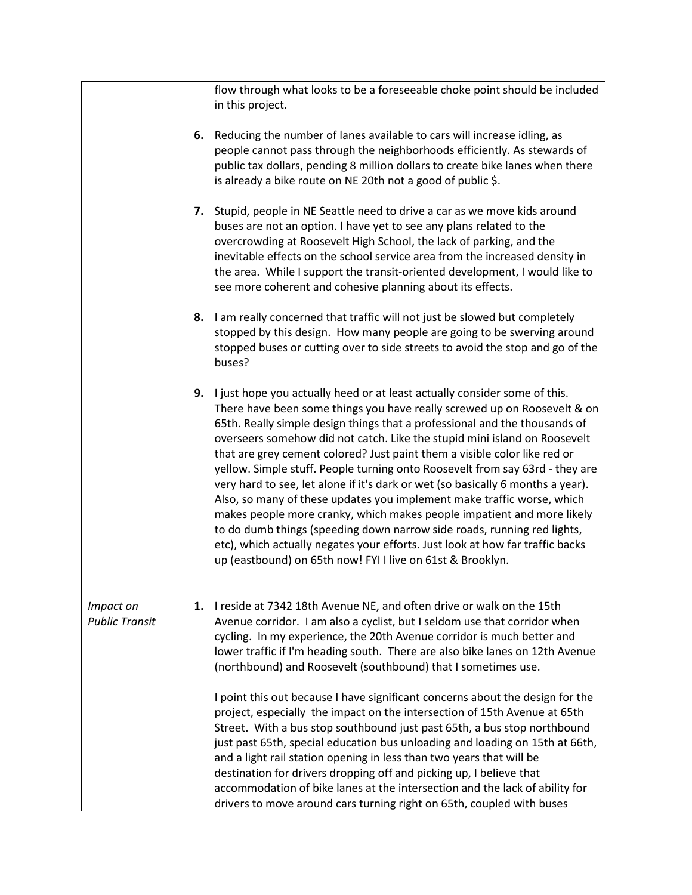| | |
|---|---|
| | flow through what looks to be a foreseeable choke point should be included in this project.<br><br>**6.** Reducing the number of lanes available to cars will increase idling, as people cannot pass through the neighborhoods efficiently. As stewards of public tax dollars, pending 8 million dollars to create bike lanes when there is already a bike route on NE 20th not a good of public $.<br><br>**7.** Stupid, people in NE Seattle need to drive a car as we move kids around buses are not an option. I have yet to see any plans related to the overcrowding at Roosevelt High School, the lack of parking, and the inevitable effects on the school service area from the increased density in the area. While I support the transit-oriented development, I would like to see more coherent and cohesive planning about its effects.<br><br>**8.** I am really concerned that traffic will not just be slowed but completely stopped by this design. How many people are going to be swerving around stopped buses or cutting over to side streets to avoid the stop and go of the buses?<br><br>**9.** I just hope you actually heed or at least actually consider some of this. There have been some things you have really screwed up on Roosevelt & on 65th. Really simple design things that a professional and the thousands of overseers somehow did not catch. Like the stupid mini island on Roosevelt that are grey cement colored? Just paint them a visible color like red or yellow. Simple stuff. People turning onto Roosevelt from say 63rd - they are very hard to see, let alone if it's dark or wet (so basically 6 months a year). Also, so many of these updates you implement make traffic worse, which makes people more cranky, which makes people impatient and more likely to do dumb things (speeding down narrow side roads, running red lights, etc), which actually negates your efforts. Just look at how far traffic backs up (eastbound) on 65th now! FYI I live on 61st & Brooklyn. |
| *Impact on Public Transit* | **1.** I reside at 7342 18th Avenue NE, and often drive or walk on the 15th Avenue corridor. I am also a cyclist, but I seldom use that corridor when cycling. In my experience, the 20th Avenue corridor is much better and lower traffic if I'm heading south. There are also bike lanes on 12th Avenue (northbound) and Roosevelt (southbound) that I sometimes use.<br><br>I point this out because I have significant concerns about the design for the project, especially the impact on the intersection of 15th Avenue at 65th Street. With a bus stop southbound just past 65th, a bus stop northbound just past 65th, special education bus unloading and loading on 15th at 66th, and a light rail station opening in less than two years that will be destination for drivers dropping off and picking up, I believe that accommodation of bike lanes at the intersection and the lack of ability for drivers to move around cars turning right on 65th, coupled with buses |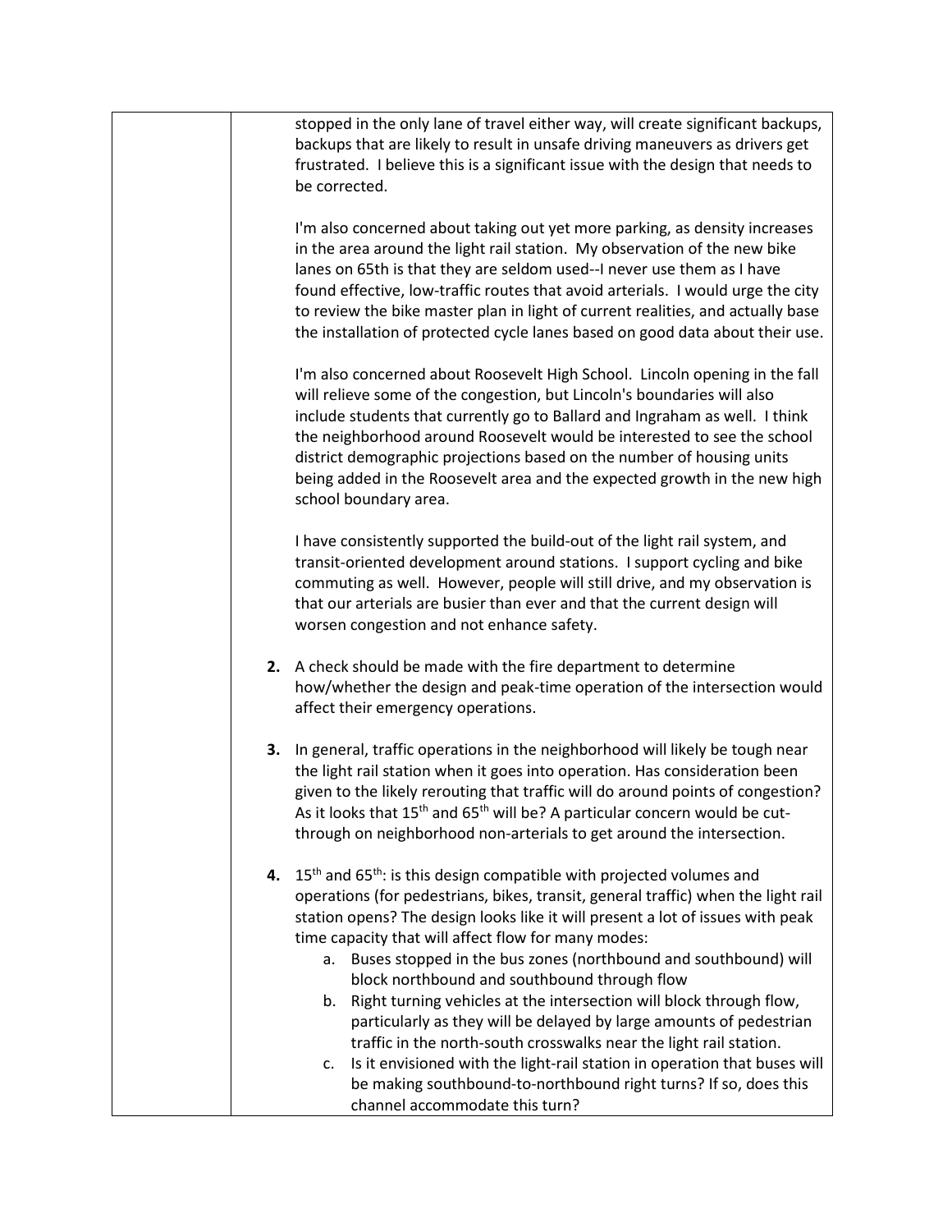| | |
|---|---|
| | stopped in the only lane of travel either way, will create significant backups, backups that are likely to result in unsafe driving maneuvers as drivers get frustrated. I believe this is a significant issue with the design that needs to be corrected.<br><br>I'm also concerned about taking out yet more parking, as density increases in the area around the light rail station. My observation of the new bike lanes on 65th is that they are seldom used--I never use them as I have found effective, low-traffic routes that avoid arterials. I would urge the city to review the bike master plan in light of current realities, and actually base the installation of protected cycle lanes based on good data about their use.<br><br>I'm also concerned about Roosevelt High School. Lincoln opening in the fall will relieve some of the congestion, but Lincoln's boundaries will also include students that currently go to Ballard and Ingraham as well. I think the neighborhood around Roosevelt would be interested to see the school district demographic projections based on the number of housing units being added in the Roosevelt area and the expected growth in the new high school boundary area.<br><br>I have consistently supported the build-out of the light rail system, and transit-oriented development around stations. I support cycling and bike commuting as well. However, people will still drive, and my observation is that our arterials are busier than ever and that the current design will worsen congestion and not enhance safety.<br><br>**2.** A check should be made with the fire department to determine how/whether the design and peak-time operation of the intersection would affect their emergency operations.<br><br>**3.** In general, traffic operations in the neighborhood will likely be tough near the light rail station when it goes into operation. Has consideration been given to the likely rerouting that traffic will do around points of congestion? As it looks that 15th and 65th will be? A particular concern would be cut-through on neighborhood non-arterials to get around the intersection.<br><br>**4.** 15th and 65th: is this design compatible with projected volumes and operations (for pedestrians, bikes, transit, general traffic) when the light rail station opens? The design looks like it will present a lot of issues with peak time capacity that will affect flow for many modes:<br>a. Buses stopped in the bus zones (northbound and southbound) will block northbound and southbound through flow<br>b. Right turning vehicles at the intersection will block through flow, particularly as they will be delayed by large amounts of pedestrian traffic in the north-south crosswalks near the light rail station.<br>c. Is it envisioned with the light-rail station in operation that buses will be making southbound-to-northbound right turns? If so, does this channel accommodate this turn? |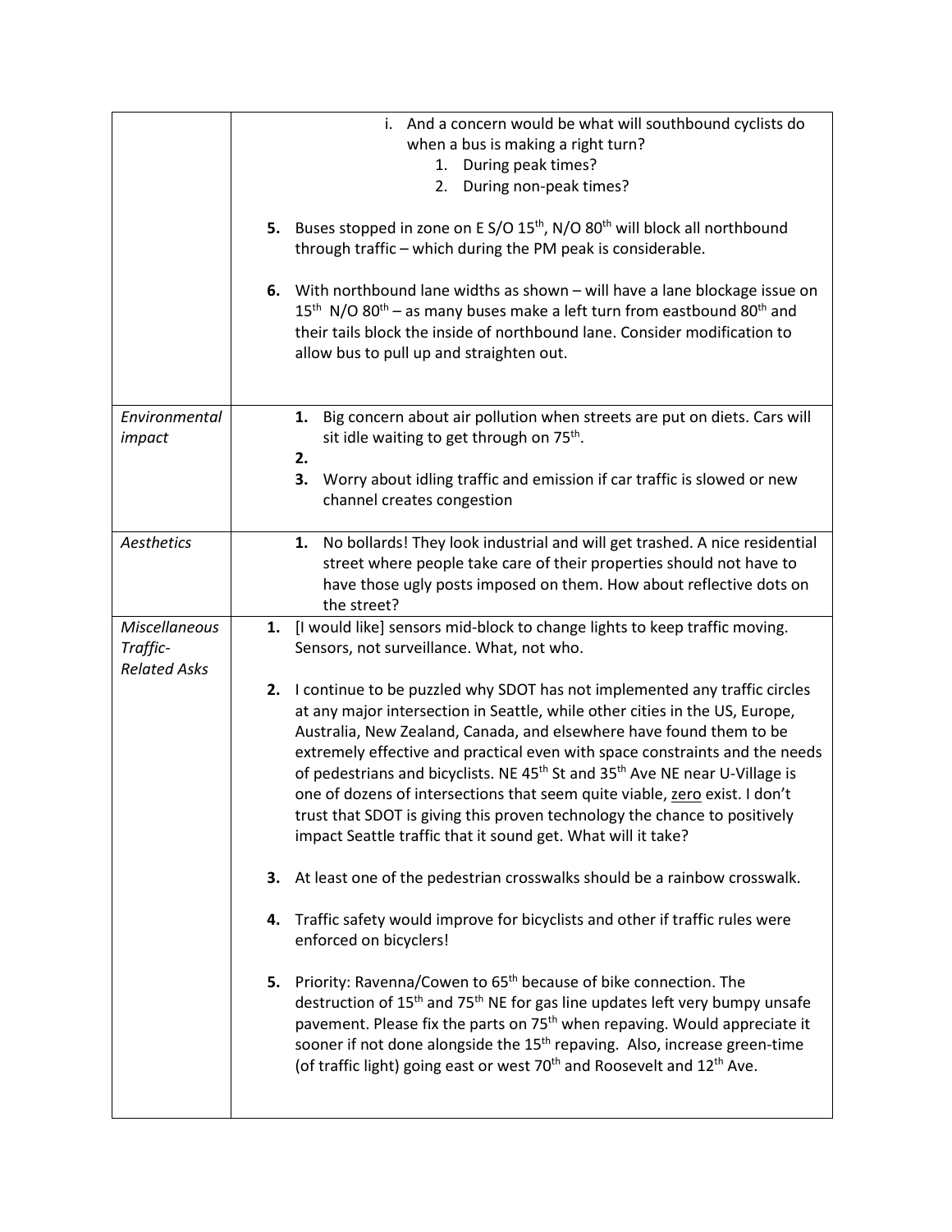| | |
|---|---|
| | i. And a concern would be what will southbound cyclists do when a bus is making a right turn?<br>1. During peak times?<br>2. During non-peak times?<br><br>**5.** Buses stopped in zone on E S/O 15th, N/O 80th will block all northbound through traffic – which during the PM peak is considerable.<br><br>**6.** With northbound lane widths as shown – will have a lane blockage issue on 15th N/O 80th – as many buses make a left turn from eastbound 80th and their tails block the inside of northbound lane. Consider modification to allow bus to pull up and straighten out. |
| *Environmental impact* | **1.** Big concern about air pollution when streets are put on diets. Cars will sit idle waiting to get through on 75th.<br>**2.**<br>**3.** Worry about idling traffic and emission if car traffic is slowed or new channel creates congestion |
| *Aesthetics* | **1.** No bollards! They look industrial and will get trashed. A nice residential street where people take care of their properties should not have to have those ugly posts imposed on them. How about reflective dots on the street? |
| *Miscellaneous Traffic-Related Asks* | **1.** [I would like] sensors mid-block to change lights to keep traffic moving. Sensors, not surveillance. What, not who.<br><br>**2.** I continue to be puzzled why SDOT has not implemented any traffic circles at any major intersection in Seattle, while other cities in the US, Europe, Australia, New Zealand, Canada, and elsewhere have found them to be extremely effective and practical even with space constraints and the needs of pedestrians and bicyclists. NE 45th St and 35th Ave NE near U-Village is one of dozens of intersections that seem quite viable, zero exist. I don't trust that SDOT is giving this proven technology the chance to positively impact Seattle traffic that it sound get. What will it take?<br><br>**3.** At least one of the pedestrian crosswalks should be a rainbow crosswalk.<br><br>**4.** Traffic safety would improve for bicyclists and other if traffic rules were enforced on bicyclers!<br><br>**5.** Priority: Ravenna/Cowen to 65th because of bike connection. The destruction of 15th and 75th NE for gas line updates left very bumpy unsafe pavement. Please fix the parts on 75th when repaving. Would appreciate it sooner if not done alongside the 15th repaving. Also, increase green-time (of traffic light) going east or west 70th and Roosevelt and 12th Ave. |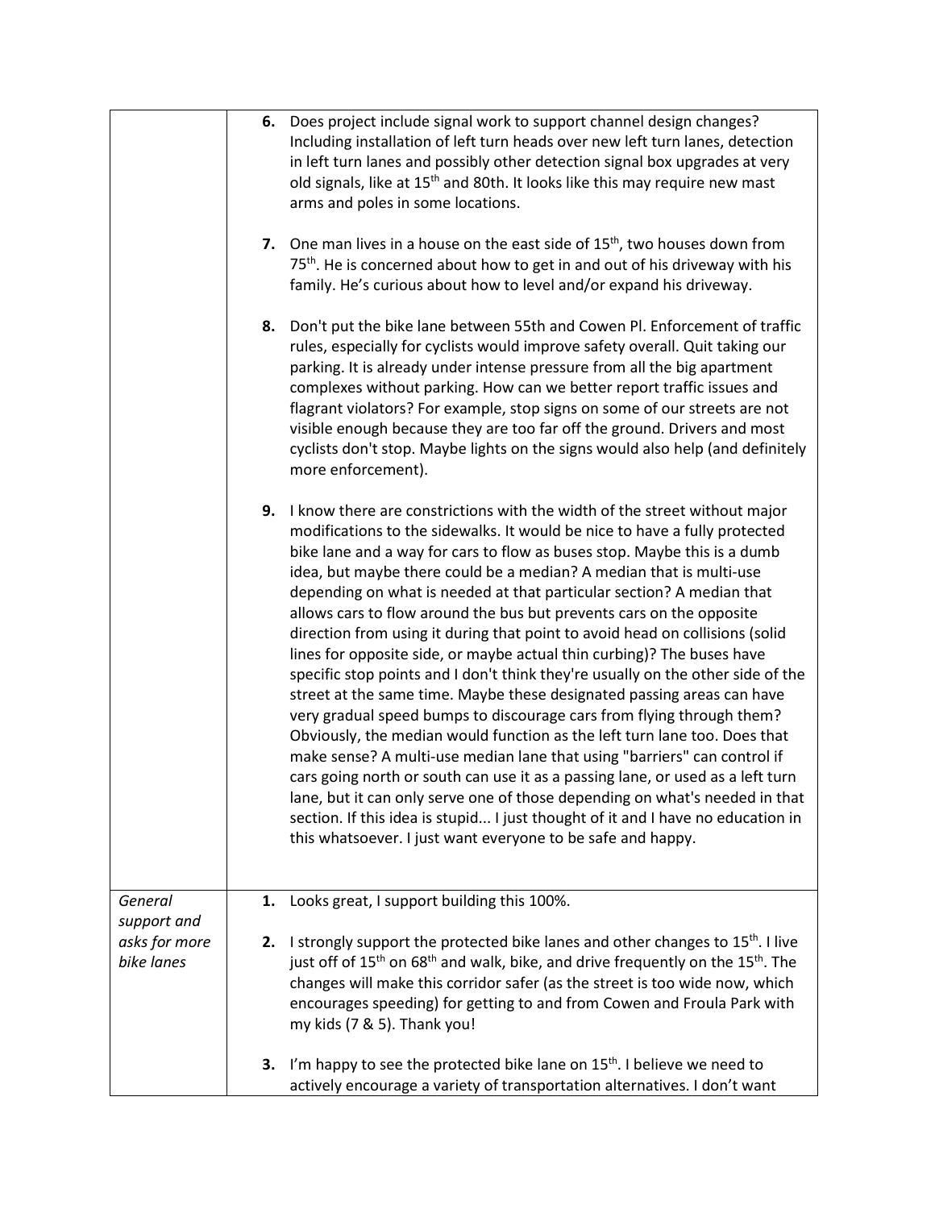| | |
|---|---|
| | **6.** Does project include signal work to support channel design changes? Including installation of left turn heads over new left turn lanes, detection in left turn lanes and possibly other detection signal box upgrades at very old signals, like at 15th and 80th. It looks like this may require new mast arms and poles in some locations.<br><br>**7.** One man lives in a house on the east side of 15th, two houses down from 75th. He is concerned about how to get in and out of his driveway with his family. He's curious about how to level and/or expand his driveway.<br><br>**8.** Don't put the bike lane between 55th and Cowen Pl. Enforcement of traffic rules, especially for cyclists would improve safety overall. Quit taking our parking. It is already under intense pressure from all the big apartment complexes without parking. How can we better report traffic issues and flagrant violators? For example, stop signs on some of our streets are not visible enough because they are too far off the ground. Drivers and most cyclists don't stop. Maybe lights on the signs would also help (and definitely more enforcement).<br><br>**9.** I know there are constrictions with the width of the street without major modifications to the sidewalks. It would be nice to have a fully protected bike lane and a way for cars to flow as buses stop. Maybe this is a dumb idea, but maybe there could be a median? A median that is multi-use depending on what is needed at that particular section? A median that allows cars to flow around the bus but prevents cars on the opposite direction from using it during that point to avoid head on collisions (solid lines for opposite side, or maybe actual thin curbing)? The buses have specific stop points and I don't think they're usually on the other side of the street at the same time. Maybe these designated passing areas can have very gradual speed bumps to discourage cars from flying through them? Obviously, the median would function as the left turn lane too. Does that make sense? A multi-use median lane that using "barriers" can control if cars going north or south can use it as a passing lane, or used as a left turn lane, but it can only serve one of those depending on what's needed in that section. If this idea is stupid... I just thought of it and I have no education in this whatsoever. I just want everyone to be safe and happy. |
| *General support and asks for more bike lanes* | **1.** Looks great, I support building this 100%.<br><br>**2.** I strongly support the protected bike lanes and other changes to 15th. I live just off of 15th on 68th and walk, bike, and drive frequently on the 15th. The changes will make this corridor safer (as the street is too wide now, which encourages speeding) for getting to and from Cowen and Froula Park with my kids (7 & 5). Thank you!<br><br>**3.** I'm happy to see the protected bike lane on 15th. I believe we need to actively encourage a variety of transportation alternatives. I don't want |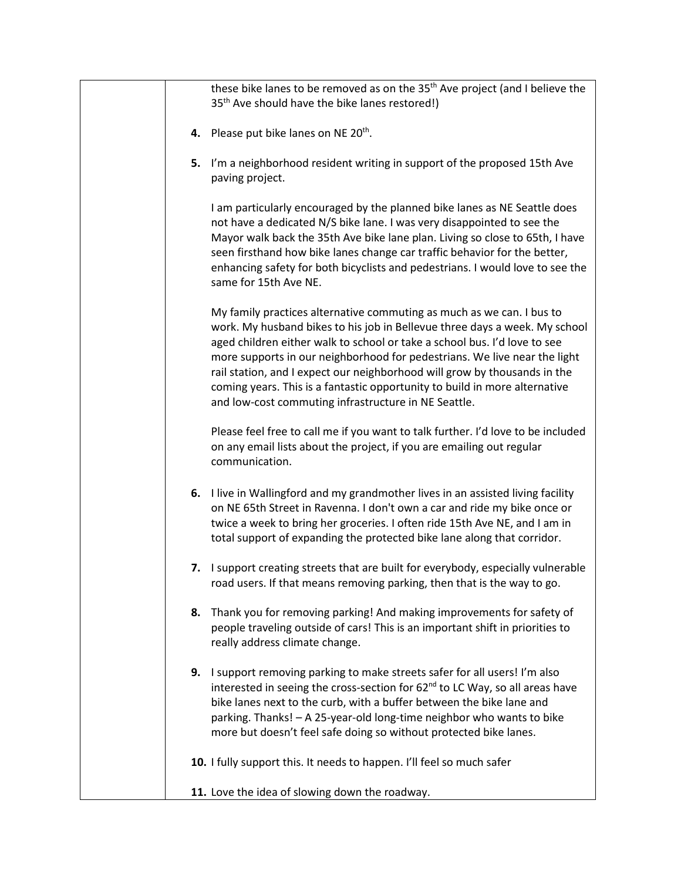| | these bike lanes to be removed as on the 35th Ave project (and I believe the 35th Ave should have the bike lanes restored!)<br><br>**4.** Please put bike lanes on NE 20th.<br><br>**5.** I'm a neighborhood resident writing in support of the proposed 15th Ave paving project.<br><br>I am particularly encouraged by the planned bike lanes as NE Seattle does not have a dedicated N/S bike lane. I was very disappointed to see the Mayor walk back the 35th Ave bike lane plan. Living so close to 65th, I have seen firsthand how bike lanes change car traffic behavior for the better, enhancing safety for both bicyclists and pedestrians. I would love to see the same for 15th Ave NE.<br><br>My family practices alternative commuting as much as we can. I bus to work. My husband bikes to his job in Bellevue three days a week. My school aged children either walk to school or take a school bus. I'd love to see more supports in our neighborhood for pedestrians. We live near the light rail station, and I expect our neighborhood will grow by thousands in the coming years. This is a fantastic opportunity to build in more alternative and low-cost commuting infrastructure in NE Seattle.<br><br>Please feel free to call me if you want to talk further. I'd love to be included on any email lists about the project, if you are emailing out regular communication.<br><br>**6.** I live in Wallingford and my grandmother lives in an assisted living facility on NE 65th Street in Ravenna. I don't own a car and ride my bike once or twice a week to bring her groceries. I often ride 15th Ave NE, and I am in total support of expanding the protected bike lane along that corridor.<br><br>**7.** I support creating streets that are built for everybody, especially vulnerable road users. If that means removing parking, then that is the way to go.<br><br>**8.** Thank you for removing parking! And making improvements for safety of people traveling outside of cars! This is an important shift in priorities to really address climate change.<br><br>**9.** I support removing parking to make streets safer for all users! I'm also interested in seeing the cross-section for 62nd to LC Way, so all areas have bike lanes next to the curb, with a buffer between the bike lane and parking. Thanks! – A 25-year-old long-time neighbor who wants to bike more but doesn't feel safe doing so without protected bike lanes.<br><br>**10.** I fully support this. It needs to happen. I'll feel so much safer<br><br>**11.** Love the idea of slowing down the roadway. |
|---|---|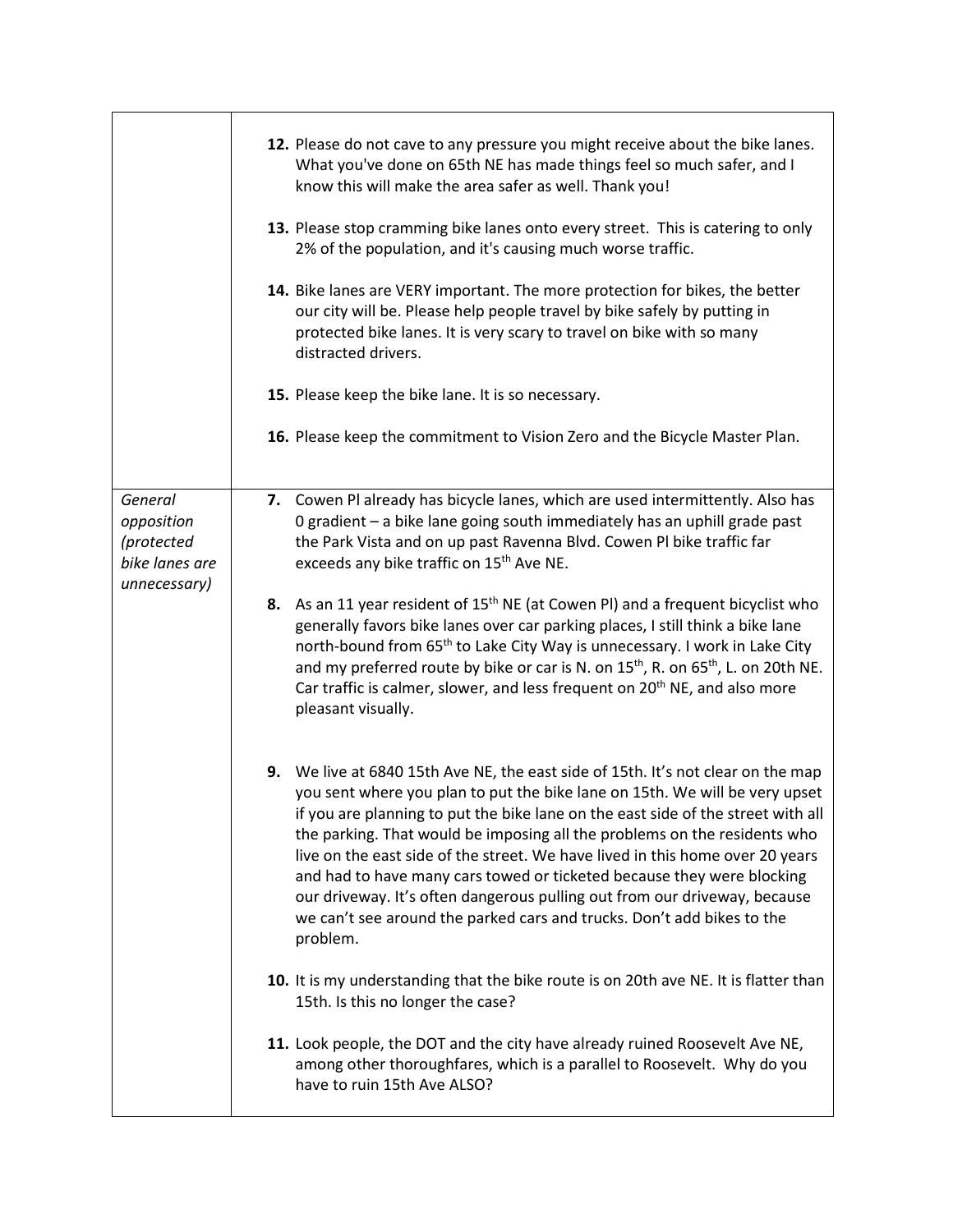| | |
|---|---|
| | **12.** Please do not cave to any pressure you might receive about the bike lanes. What you've done on 65th NE has made things feel so much safer, and I know this will make the area safer as well. Thank you!<br><br>**13.** Please stop cramming bike lanes onto every street. This is catering to only 2% of the population, and it's causing much worse traffic.<br><br>**14.** Bike lanes are VERY important. The more protection for bikes, the better our city will be. Please help people travel by bike safely by putting in protected bike lanes. It is very scary to travel on bike with so many distracted drivers.<br><br>**15.** Please keep the bike lane. It is so necessary.<br><br>**16.** Please keep the commitment to Vision Zero and the Bicycle Master Plan. |
| *General opposition (protected bike lanes are unnecessary)* | **7.** Cowen Pl already has bicycle lanes, which are used intermittently. Also has 0 gradient – a bike lane going south immediately has an uphill grade past the Park Vista and on up past Ravenna Blvd. Cowen Pl bike traffic far exceeds any bike traffic on 15th Ave NE.<br><br>**8.** As an 11 year resident of 15th NE (at Cowen Pl) and a frequent bicyclist who generally favors bike lanes over car parking places, I still think a bike lane north-bound from 65th to Lake City Way is unnecessary. I work in Lake City and my preferred route by bike or car is N. on 15th, R. on 65th, L. on 20th NE. Car traffic is calmer, slower, and less frequent on 20th NE, and also more pleasant visually.<br><br>**9.** We live at 6840 15th Ave NE, the east side of 15th. It's not clear on the map you sent where you plan to put the bike lane on 15th. We will be very upset if you are planning to put the bike lane on the east side of the street with all the parking. That would be imposing all the problems on the residents who live on the east side of the street. We have lived in this home over 20 years and had to have many cars towed or ticketed because they were blocking our driveway. It's often dangerous pulling out from our driveway, because we can't see around the parked cars and trucks. Don't add bikes to the problem.<br><br>**10.** It is my understanding that the bike route is on 20th ave NE. It is flatter than 15th. Is this no longer the case?<br><br>**11.** Look people, the DOT and the city have already ruined Roosevelt Ave NE, among other thoroughfares, which is a parallel to Roosevelt. Why do you have to ruin 15th Ave ALSO? |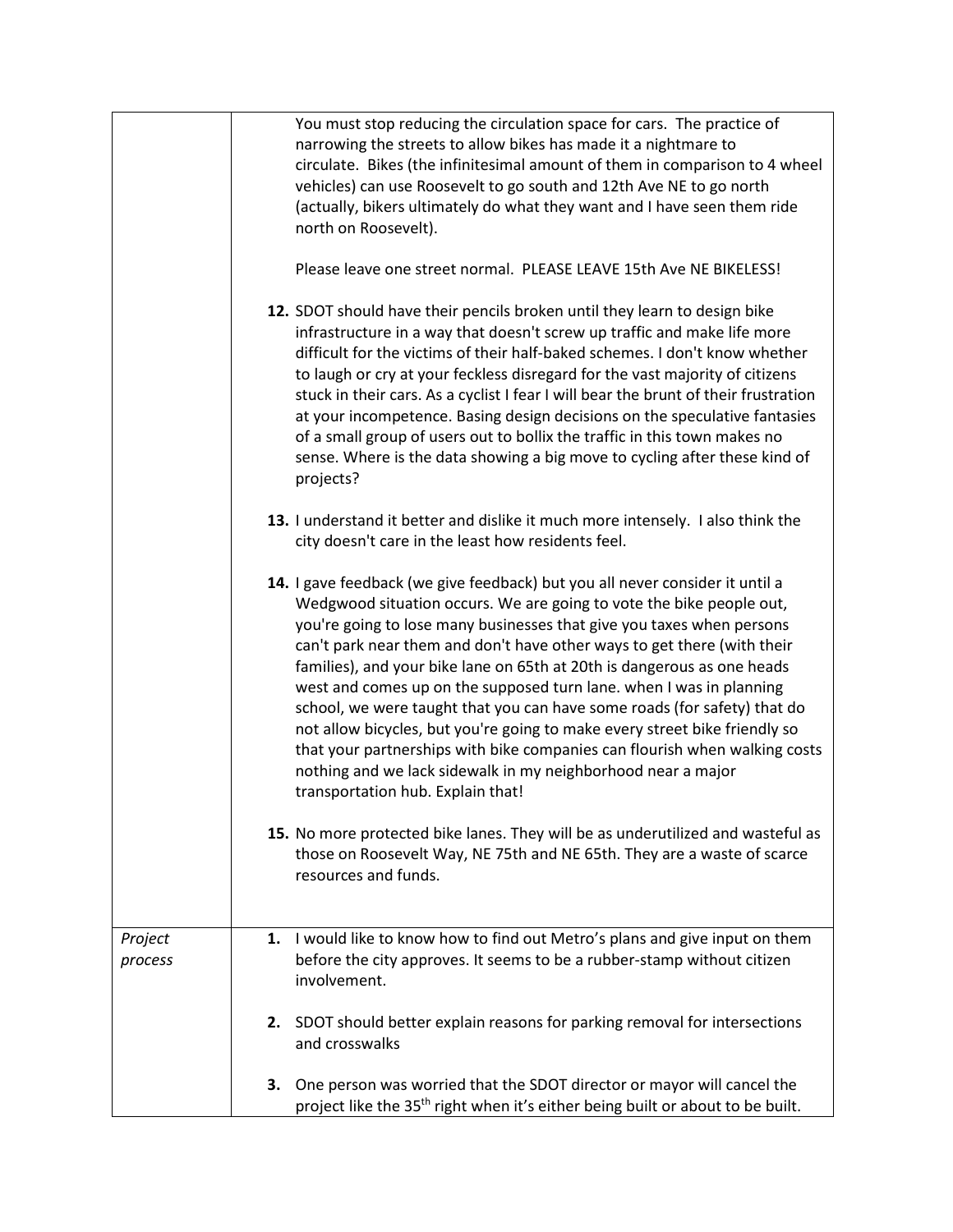| | |
|---|---|
| | You must stop reducing the circulation space for cars. The practice of narrowing the streets to allow bikes has made it a nightmare to circulate. Bikes (the infinitesimal amount of them in comparison to 4 wheel vehicles) can use Roosevelt to go south and 12th Ave NE to go north (actually, bikers ultimately do what they want and I have seen them ride north on Roosevelt).<br><br>Please leave one street normal. PLEASE LEAVE 15th Ave NE BIKELESS!<br><br>**12.** SDOT should have their pencils broken until they learn to design bike infrastructure in a way that doesn't screw up traffic and make life more difficult for the victims of their half-baked schemes. I don't know whether to laugh or cry at your feckless disregard for the vast majority of citizens stuck in their cars. As a cyclist I fear I will bear the brunt of their frustration at your incompetence. Basing design decisions on the speculative fantasies of a small group of users out to bollix the traffic in this town makes no sense. Where is the data showing a big move to cycling after these kind of projects?<br><br>**13.** I understand it better and dislike it much more intensely. I also think the city doesn't care in the least how residents feel.<br><br>**14.** I gave feedback (we give feedback) but you all never consider it until a Wedgwood situation occurs. We are going to vote the bike people out, you're going to lose many businesses that give you taxes when persons can't park near them and don't have other ways to get there (with their families), and your bike lane on 65th at 20th is dangerous as one heads west and comes up on the supposed turn lane. when I was in planning school, we were taught that you can have some roads (for safety) that do not allow bicycles, but you're going to make every street bike friendly so that your partnerships with bike companies can flourish when walking costs nothing and we lack sidewalk in my neighborhood near a major transportation hub. Explain that!<br><br>**15.** No more protected bike lanes. They will be as underutilized and wasteful as those on Roosevelt Way, NE 75th and NE 65th. They are a waste of scarce resources and funds. |
| *Project process* | **1.** I would like to know how to find out Metro's plans and give input on them before the city approves. It seems to be a rubber-stamp without citizen involvement.<br><br>**2.** SDOT should better explain reasons for parking removal for intersections and crosswalks<br><br>**3.** One person was worried that the SDOT director or mayor will cancel the project like the 35th right when it's either being built or about to be built. |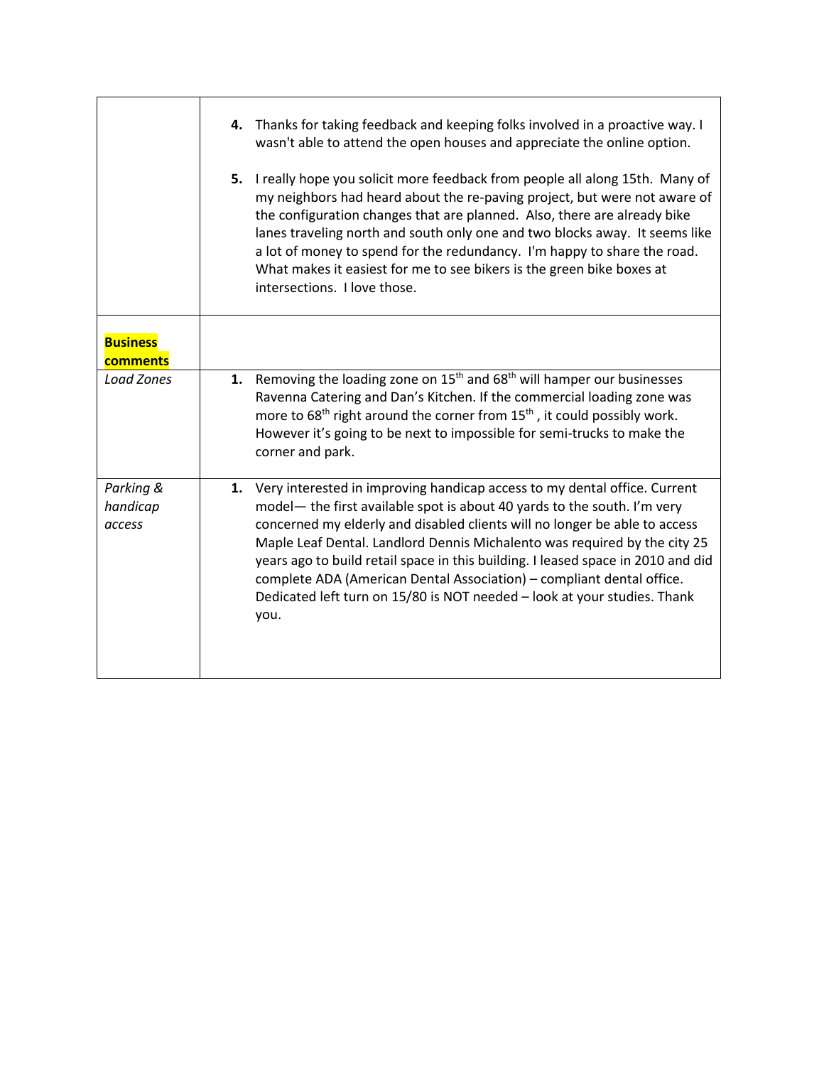| | |
|---|---|
| | 4. Thanks for taking feedback and keeping folks involved in a proactive way. I wasn't able to attend the open houses and appreciate the online option.<br><br>5. I really hope you solicit more feedback from people all along 15th. Many of my neighbors had heard about the re-paving project, but were not aware of the configuration changes that are planned. Also, there are already bike lanes traveling north and south only one and two blocks away. It seems like a lot of money to spend for the redundancy. I'm happy to share the road. What makes it easiest for me to see bikers is the green bike boxes at intersections. I love those. |
| **Business comments** | |
| *Load Zones* | 1. Removing the loading zone on 15th and 68th will hamper our businesses Ravenna Catering and Dan's Kitchen. If the commercial loading zone was more to 68th right around the corner from 15th , it could possibly work. However it's going to be next to impossible for semi-trucks to make the corner and park. |
| *Parking & handicap access* | 1. Very interested in improving handicap access to my dental office. Current model— the first available spot is about 40 yards to the south. I'm very concerned my elderly and disabled clients will no longer be able to access Maple Leaf Dental. Landlord Dennis Michalento was required by the city 25 years ago to build retail space in this building. I leased space in 2010 and did complete ADA (American Dental Association) – compliant dental office. Dedicated left turn on 15/80 is NOT needed – look at your studies. Thank you. |